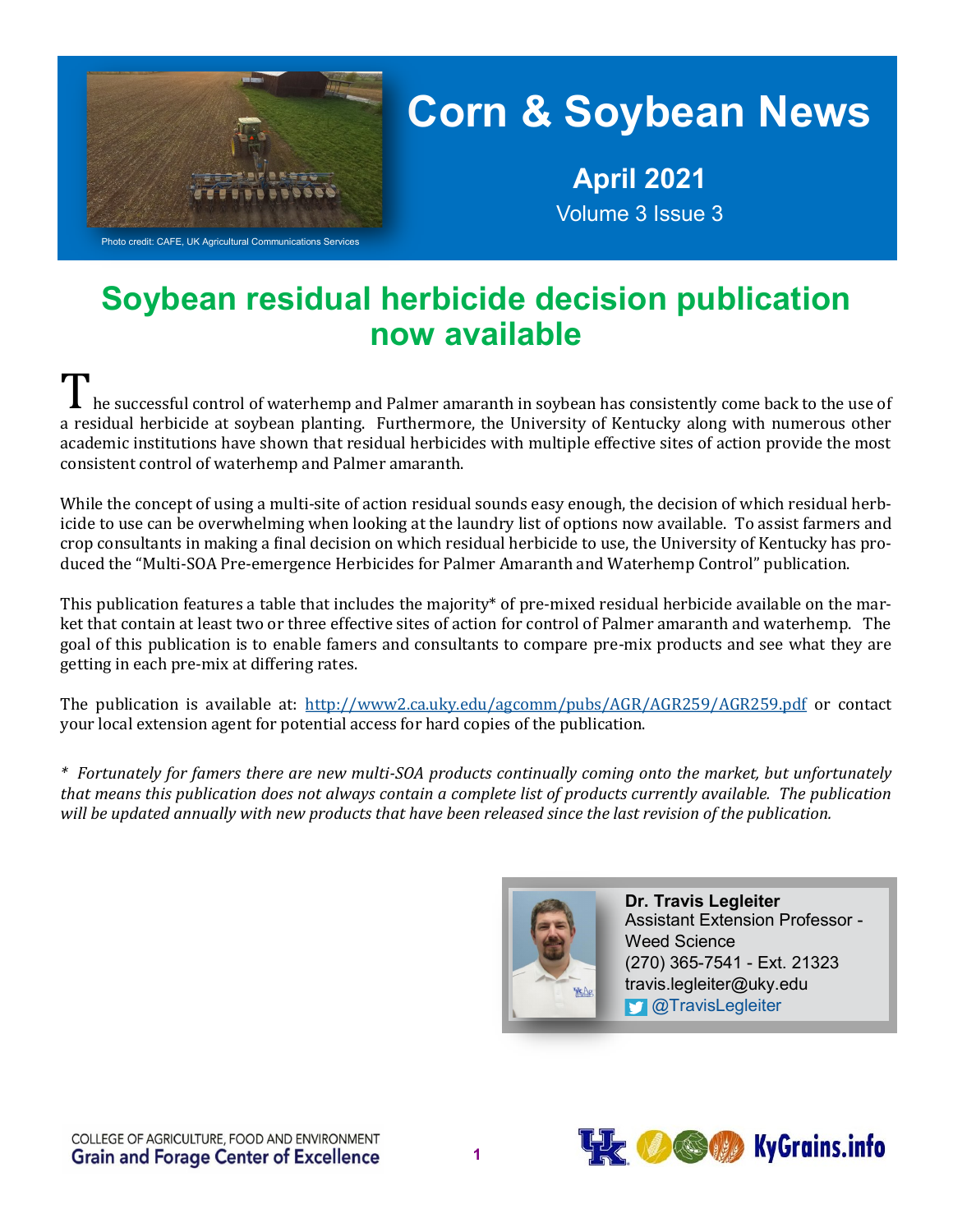# Corn & Soybean News

**April 2021**

Volume 3 Issue 3

Photo credit: CAFE, UK Agricultural Communications Services

## Soybean residual herbicide decision publication now available

The successful control of waterhemp and Palmer amaranth in soybean has consistently come back to the use of a residual herbicide at soybean planting. Furthermore, the University of Kentucky along with numerous other academic institutions have shown that residual herbicides with multiple effective sites of action provide the most consistent control of waterhemp and Palmer amaranth.

While the concept of using a multi-site of action residual sounds easy enough, the decision of which residual herbicide to use can be overwhelming when looking at the laundry list of options now available. To assist farmers and crop consultants in making a final decision on which residual herbicide to use, the University of Kentucky has produced the "Multi-SOA Pre-emergence Herbicides for Palmer Amaranth and Waterhemp Control" publication.

This publication features a table that includes the majority* of pre-mixed residual herbicide available on the market that contain at least two or three effective sites of action for control of Palmer amaranth and waterhemp. The goal of this publication is to enable famers and consultants to compare pre-mix products and see what they are getting in each pre-mix at differing rates.

The publication is available at: http://www2.ca.uky.edu/agcomm/pubs/AGR/AGR259/AGR259.pdf or contact your local extension agent for potential access for hard copies of the publication.

*\* Fortunately for famers there are new multi-SOA products continually coming onto the market, but unfortunately that means this publication does not always contain a complete list of products currently available. The publication will be updated annually with new products that have been released since the last revision of the publication.*

**Dr. Travis Legleiter**
Assistant Extension Professor - Weed Science
(270) 365-7541 - Ext. 21323
travis.legleiter@uky.edu
@TravisLegleiter

COLLEGE OF AGRICULTURE, FOOD AND ENVIRONMENT
Grain and Forage Center of Excellence

KyGrains.info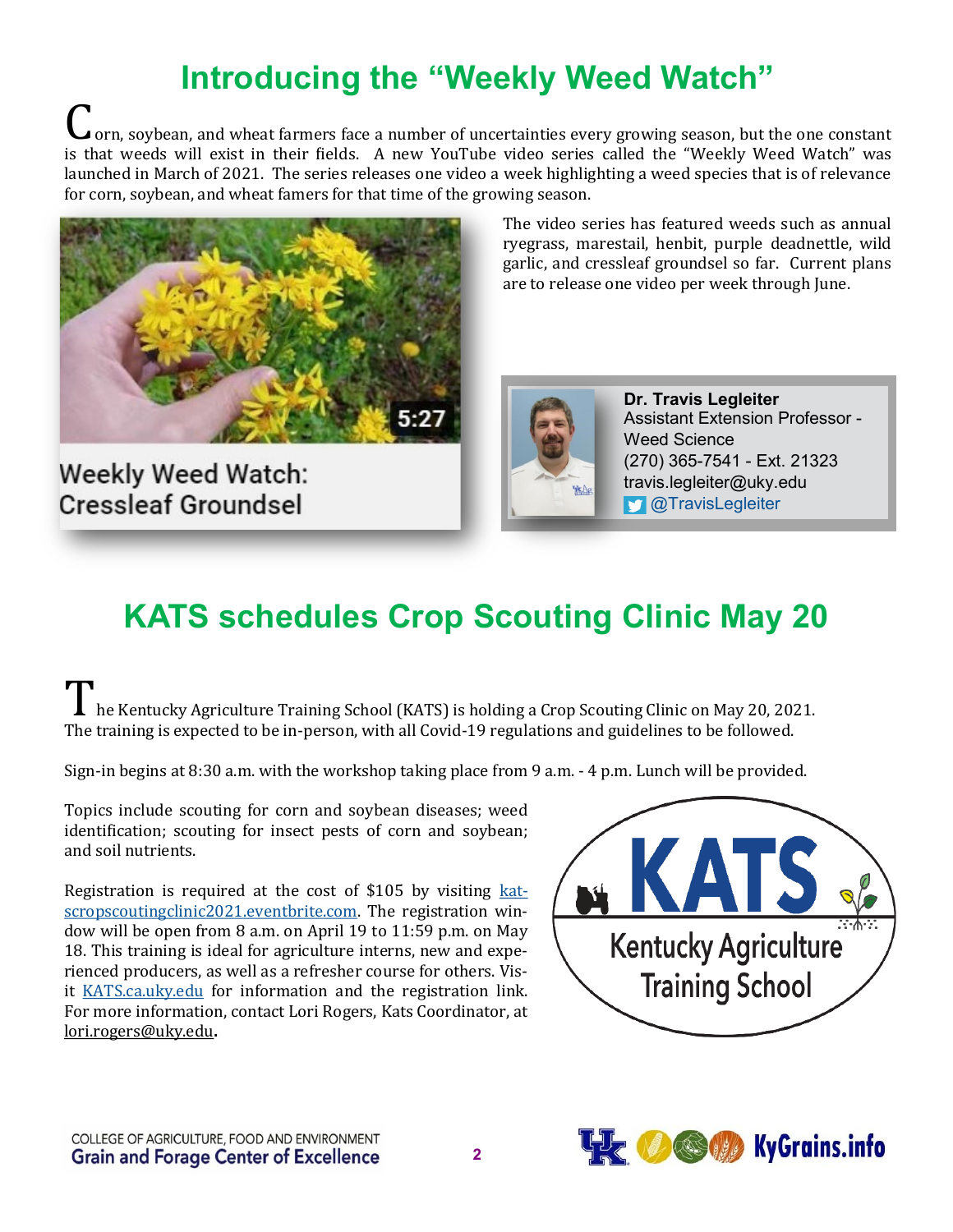# Introducing the "Weekly Weed Watch"

Corn, soybean, and wheat farmers face a number of uncertainties every growing season, but the one constant is that weeds will exist in their fields. A new YouTube video series called the "Weekly Weed Watch" was launched in March of 2021. The series releases one video a week highlighting a weed species that is of relevance for corn, soybean, and wheat famers for that time of the growing season.

The video series has featured weeds such as annual ryegrass, marestail, henbit, purple deadnettle, wild garlic, and cressleaf groundsel so far. Current plans are to release one video per week through June.

5:27

Weekly Weed Watch: Cressleaf Groundsel

**Dr. Travis Legleiter**
Assistant Extension Professor - Weed Science
(270) 365-7541 - Ext. 21323
travis.legleiter@uky.edu
@TravisLegleiter

# KATS schedules Crop Scouting Clinic May 20

The Kentucky Agriculture Training School (KATS) is holding a Crop Scouting Clinic on May 20, 2021. The training is expected to be in-person, with all Covid-19 regulations and guidelines to be followed.

Sign-in begins at 8:30 a.m. with the workshop taking place from 9 a.m. - 4 p.m. Lunch will be provided.

Topics include scouting for corn and soybean diseases; weed identification; scouting for insect pests of corn and soybean; and soil nutrients.

Registration is required at the cost of $105 by visiting katscropscoutingclinic2021.eventbrite.com. The registration window will be open from 8 a.m. on April 19 to 11:59 p.m. on May 18. This training is ideal for agriculture interns, new and experienced producers, as well as a refresher course for others. Visit KATS.ca.uky.edu for information and the registration link. For more information, contact Lori Rogers, Kats Coordinator, at lori.rogers@uky.edu.

KATS
Kentucky Agriculture Training School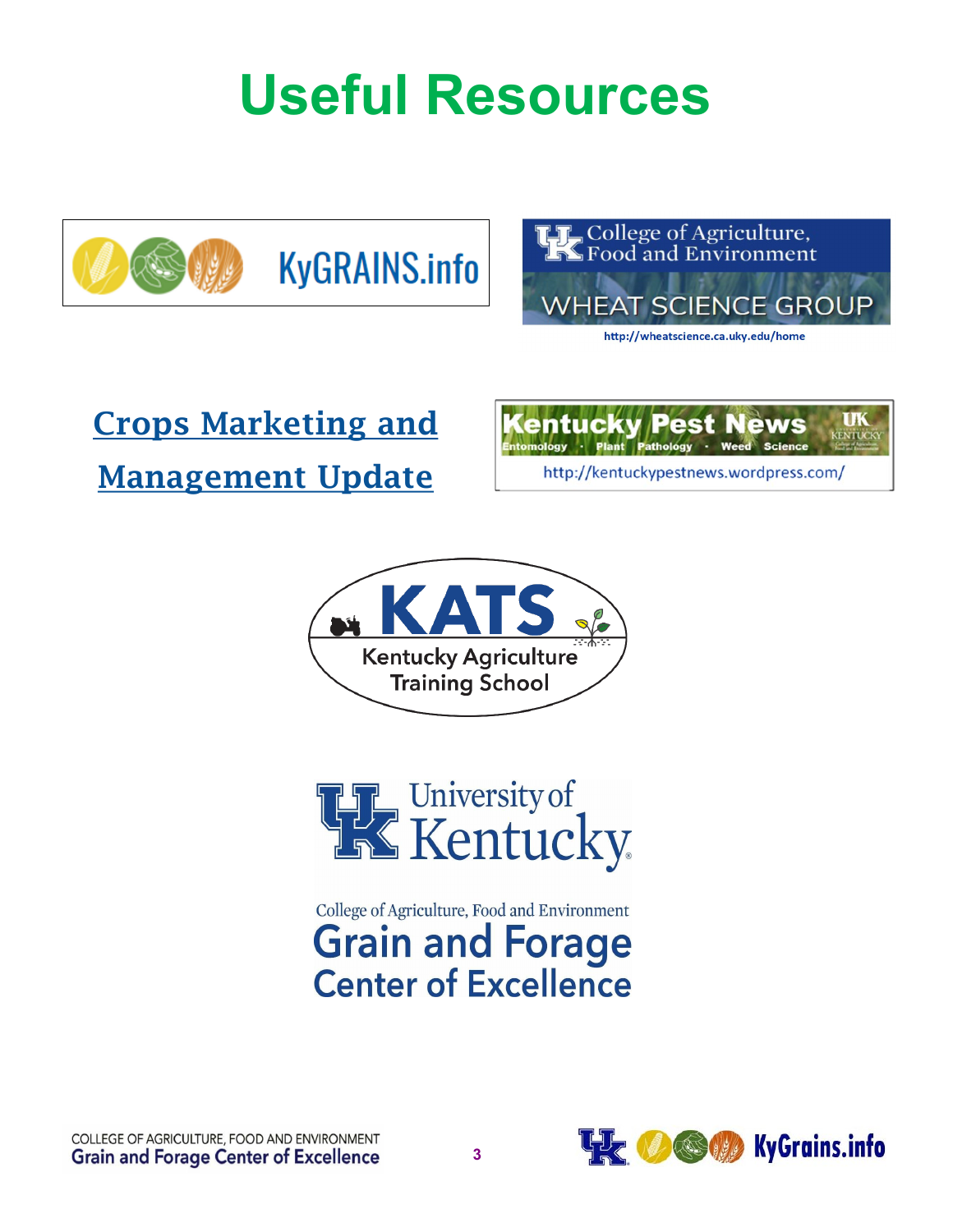# Useful Resources

KyGRAINS.info

College of Agriculture, Food and Environment

WHEAT SCIENCE GROUP

http://wheatscience.ca.uky.edu/home

Crops Marketing and Management Update

Kentucky Pest News

Entomology · Plant Pathology · Weed Science

http://kentuckypestnews.wordpress.com/

KATS

Kentucky Agriculture Training School

University of Kentucky

College of Agriculture, Food and Environment

Grain and Forage Center of Excellence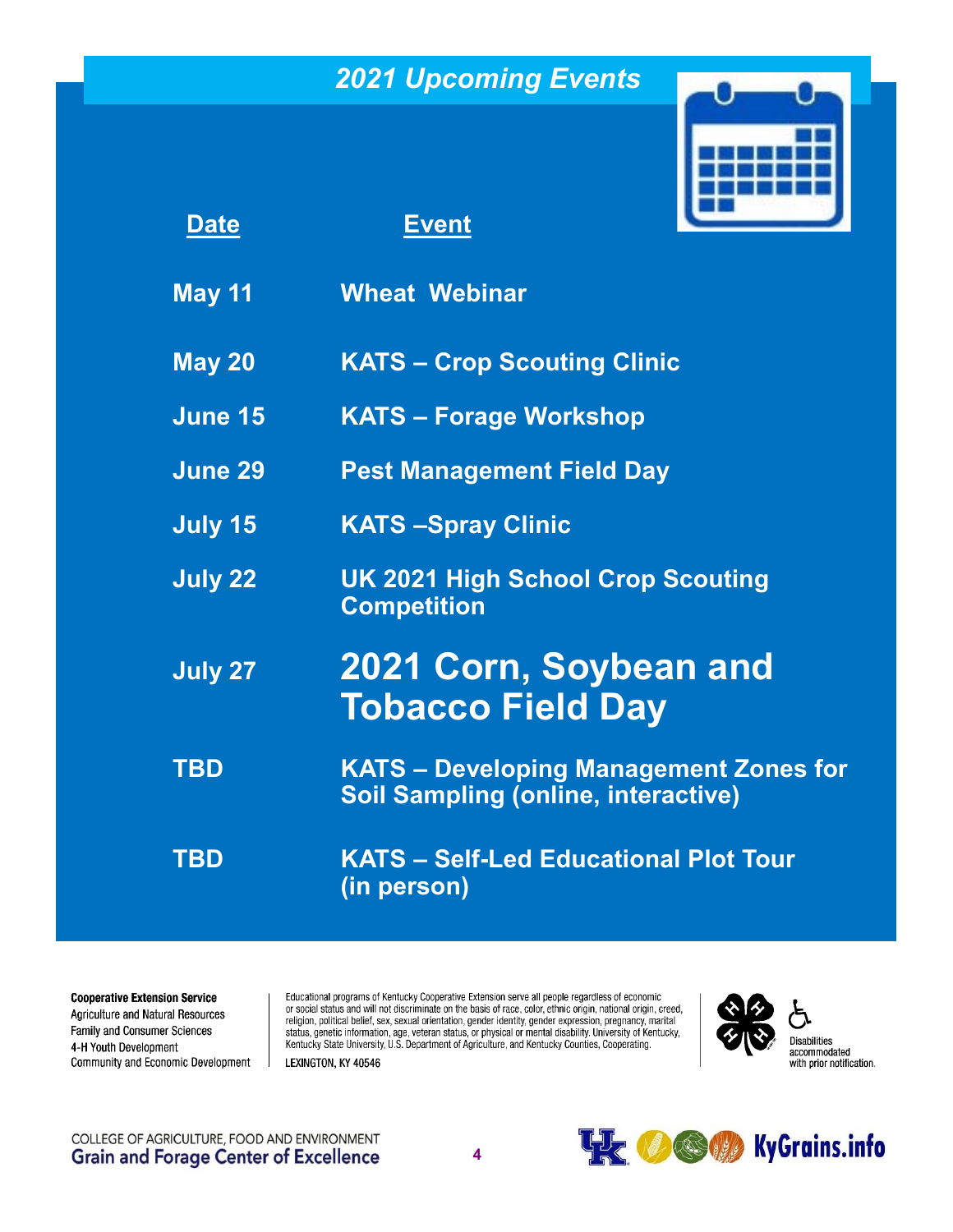## *2021 Upcoming Events*

| Date | Event |
|---|---|
| May 11 | Wheat Webinar |
| May 20 | KATS – Crop Scouting Clinic |
| June 15 | KATS – Forage Workshop |
| June 29 | Pest Management Field Day |
| July 15 | KATS –Spray Clinic |
| July 22 | UK 2021 High School Crop Scouting Competition |
| July 27 | 2021 Corn, Soybean and Tobacco Field Day |
| TBD | KATS – Developing Management Zones for Soil Sampling (online, interactive) |
| TBD | KATS – Self-Led Educational Plot Tour (in person) |

**Cooperative Extension Service**
Agriculture and Natural Resources
Family and Consumer Sciences
4-H Youth Development
Community and Economic Development

Educational programs of Kentucky Cooperative Extension serve all people regardless of economic or social status and will not discriminate on the basis of race, color, ethnic origin, national origin, creed, religion, political belief, sex, sexual orientation, gender identity, gender expression, pregnancy, marital status, genetic information, age, veteran status, or physical or mental disability. University of Kentucky, Kentucky State University, U.S. Department of Agriculture, and Kentucky Counties, Cooperating.

LEXINGTON, KY 40546

Disabilities accommodated with prior notification.

COLLEGE OF AGRICULTURE, FOOD AND ENVIRONMENT
Grain and Forage Center of Excellence

KyGrains.info